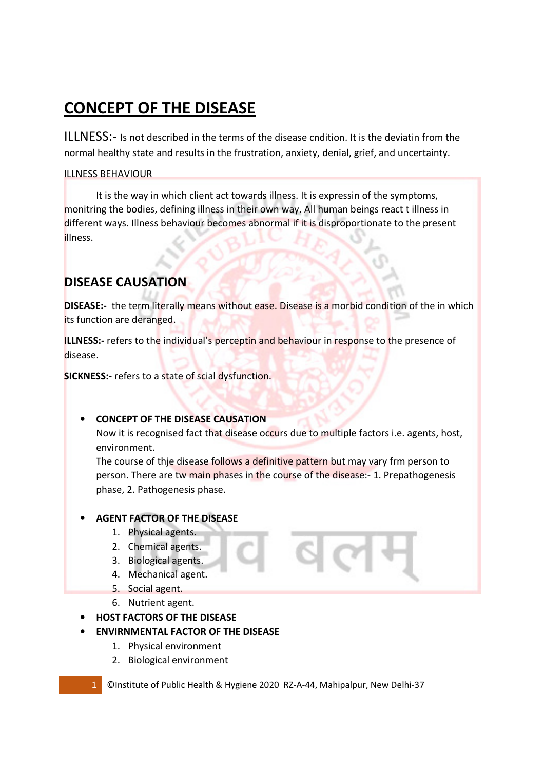# CONCEPT OF THE DISEASE

ILLNESS:- Is not described in the terms of the disease cndition. It is the deviatin from the normal healthy state and results in the frustration, anxiety, denial, grief, and uncertainty.

ILLNESS BEHAVIOUR

It is the way in which client act towards illness. It is expressin of the symptoms, monitring the bodies, defining illness in their own way. All human beings react t illness in different ways. Illness behaviour becomes abnormal if it is disproportionate to the present illness.

## DISEASE CAUSATION

**DISEASE:-** the term literally means without ease. Disease is a morbid condition of the in which its function are deranged.

**ILLNESS:-** refers to the individual's perceptin and behaviour in response to the presence of disease.

**SICKNESS:-** refers to a state of scial dysfunction.

- **CONCEPT OF THE DISEASE CAUSATION**
  Now it is recognised fact that disease occurs due to multiple factors i.e. agents, host, environment.
  The course of thje disease follows a definitive pattern but may vary frm person to person. There are tw main phases in the course of the disease:- 1. Prepathogenesis phase, 2. Pathogenesis phase.

- **AGENT FACTOR OF THE DISEASE**
  1. Physical agents.
  2. Chemical agents.
  3. Biological agents.
  4. Mechanical agent.
  5. Social agent.
  6. Nutrient agent.
- **HOST FACTORS OF THE DISEASE**
- **ENVIRNMENTAL FACTOR OF THE DISEASE**
  1. Physical environment
  2. Biological environment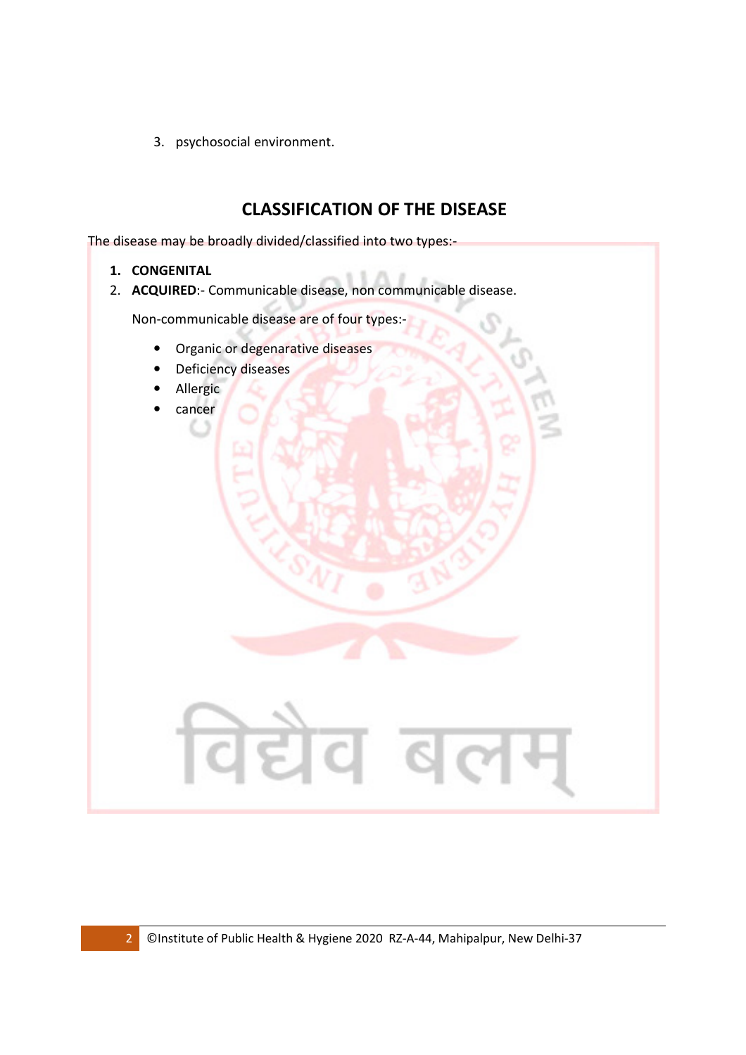3. psychosocial environment.

## CLASSIFICATION OF THE DISEASE

The disease may be broadly divided/classified into two types:-

1. **CONGENITAL**
2. **ACQUIRED**:- Communicable disease, non communicable disease.

   Non-communicable disease are of four types:-

   - Organic or degenarative diseases
   - Deficiency diseases
   - Allergic
   - cancer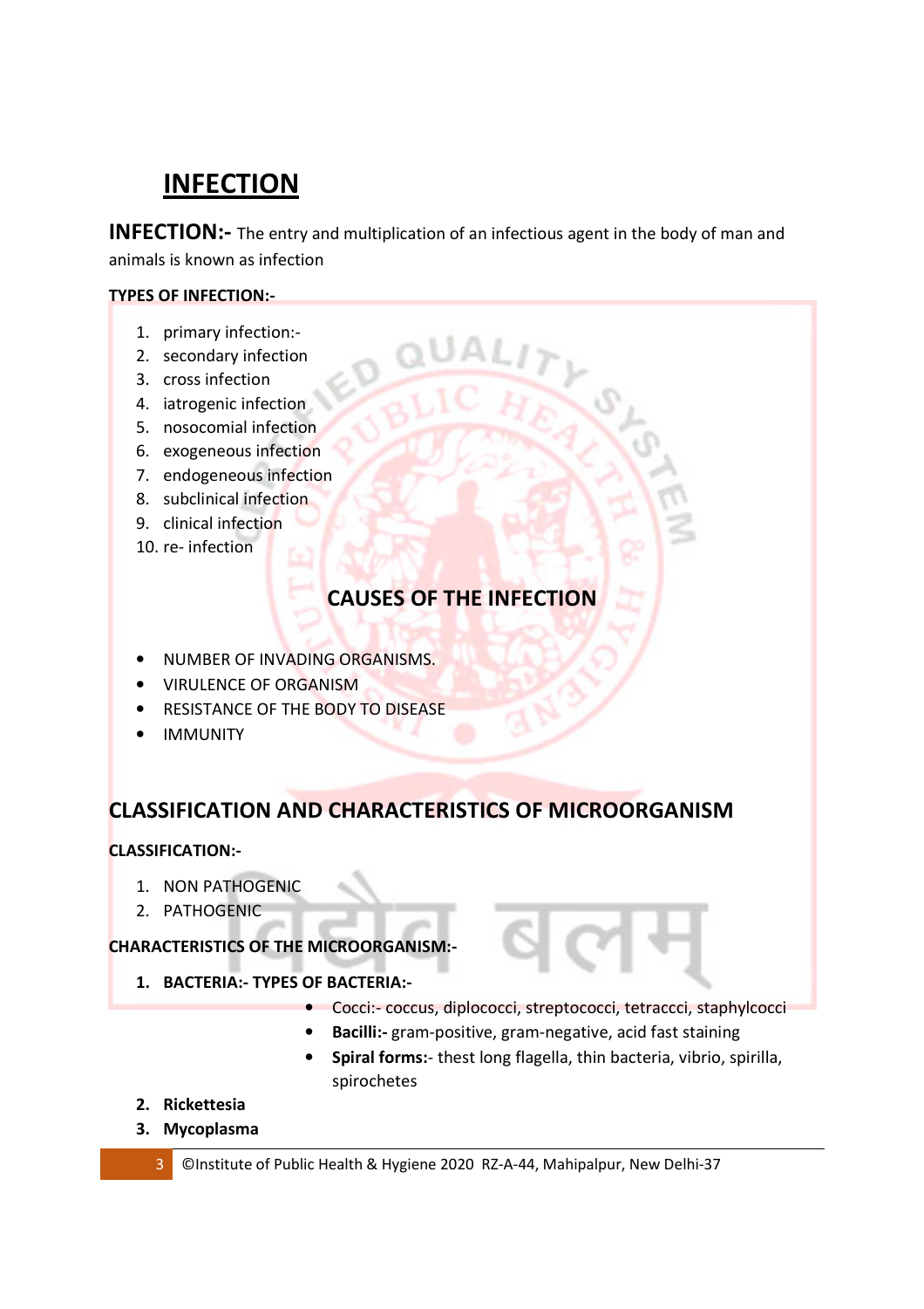# INFECTION

**INFECTION:-** The entry and multiplication of an infectious agent in the body of man and animals is known as infection

**TYPES OF INFECTION:-**

1. primary infection:-
2. secondary infection
3. cross infection
4. iatrogenic infection
5. nosocomial infection
6. exogeneous infection
7. endogeneous infection
8. subclinical infection
9. clinical infection
10. re- infection

## CAUSES OF THE INFECTION

- NUMBER OF INVADING ORGANISMS.
- VIRULENCE OF ORGANISM
- RESISTANCE OF THE BODY TO DISEASE
- IMMUNITY

## CLASSIFICATION AND CHARACTERISTICS OF MICROORGANISM

**CLASSIFICATION:-**

1. NON PATHOGENIC
2. PATHOGENIC

**CHARACTERISTICS OF THE MICROORGANISM:-**

1. **BACTERIA:- TYPES OF BACTERIA:-**
    - Cocci:- coccus, diplococci, streptococci, tetraccci, staphylcocci
    - **Bacilli:-** gram-positive, gram-negative, acid fast staining
    - **Spiral forms:**- thest long flagella, thin bacteria, vibrio, spirilla, spirochetes
2. **Rickettesia**
3. **Mycoplasma**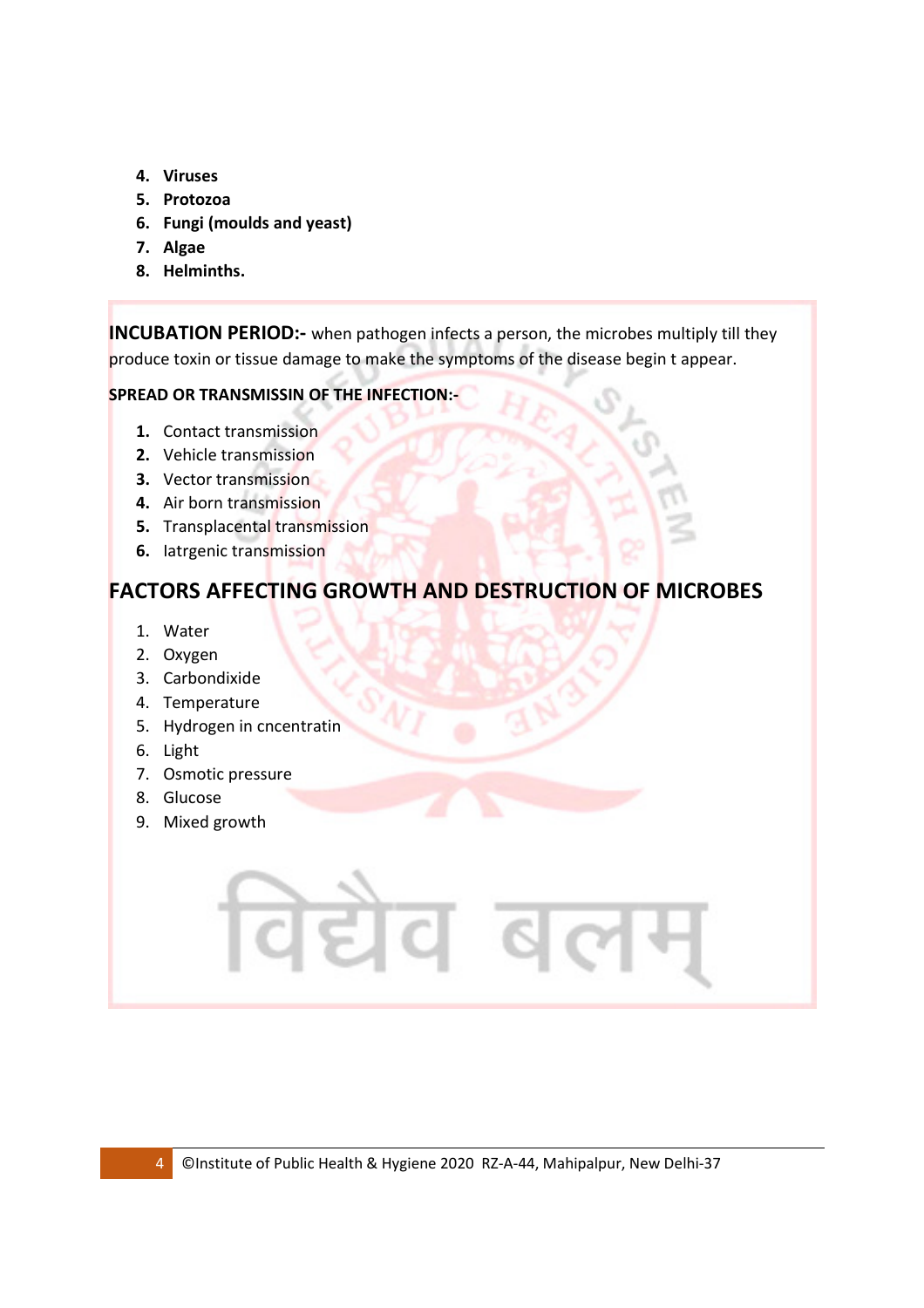4. **Viruses**
5. **Protozoa**
6. **Fungi (moulds and yeast)**
7. **Algae**
8. **Helminths.**

**INCUBATION PERIOD:-** when pathogen infects a person, the microbes multiply till they produce toxin or tissue damage to make the symptoms of the disease begin t appear.

**SPREAD OR TRANSMISSIN OF THE INFECTION:-**

1. Contact transmission
2. Vehicle transmission
3. Vector transmission
4. Air born transmission
5. Transplacental transmission
6. Iatrgenic transmission

## FACTORS AFFECTING GROWTH AND DESTRUCTION OF MICROBES

1. Water
2. Oxygen
3. Carbondixide
4. Temperature
5. Hydrogen in cncentratin
6. Light
7. Osmotic pressure
8. Glucose
9. Mixed growth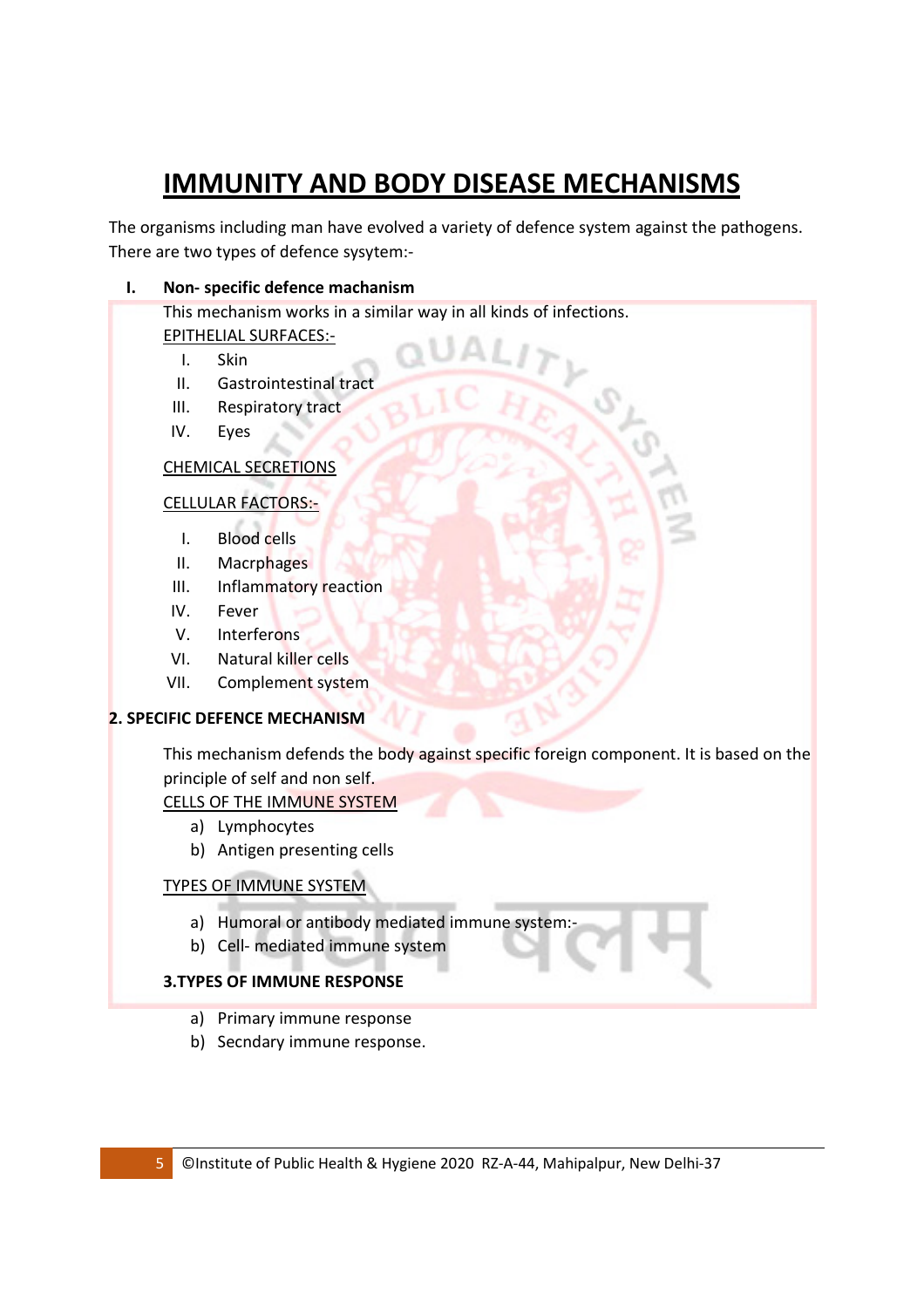# IMMUNITY AND BODY DISEASE MECHANISMS

The organisms including man have evolved a variety of defence system against the pathogens. There are two types of defence sysytem:-

## I. Non- specific defence machanism

This mechanism works in a similar way in all kinds of infections.

EPITHELIAL SURFACES:-

I. Skin
II. Gastrointestinal tract
III. Respiratory tract
IV. Eyes

CHEMICAL SECRETIONS

CELLULAR FACTORS:-

I. Blood cells
II. Macrphages
III. Inflammatory reaction
IV. Fever
V. Interferons
VI. Natural killer cells
VII. Complement system

## 2. SPECIFIC DEFENCE MECHANISM

This mechanism defends the body against specific foreign component. It is based on the principle of self and non self.

CELLS OF THE IMMUNE SYSTEM

a) Lymphocytes
b) Antigen presenting cells

TYPES OF IMMUNE SYSTEM

a) Humoral or antibody mediated immune system:-
b) Cell- mediated immune system

## 3.TYPES OF IMMUNE RESPONSE

a) Primary immune response
b) Secndary immune response.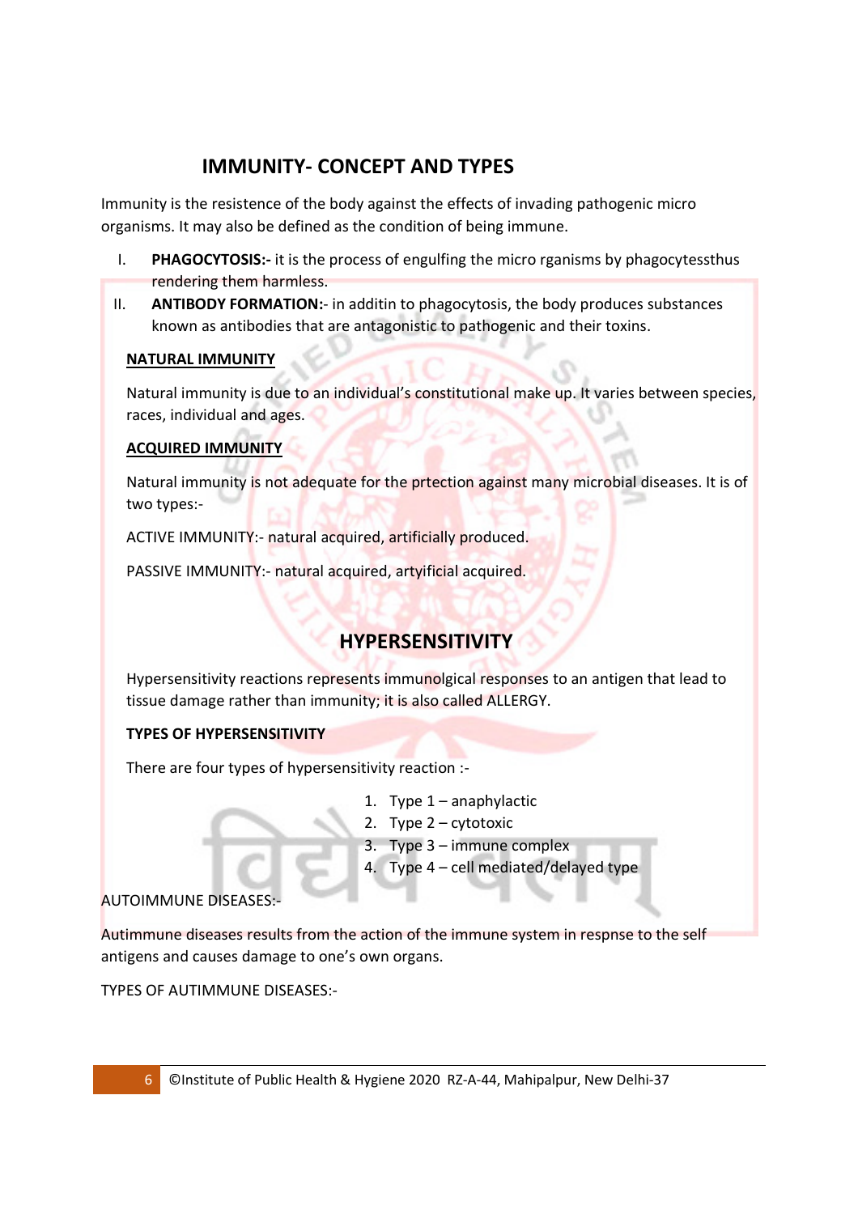## IMMUNITY- CONCEPT AND TYPES

Immunity is the resistence of the body against the effects of invading pathogenic micro organisms. It may also be defined as the condition of being immune.

I. **PHAGOCYTOSIS:-** it is the process of engulfing the micro rganisms by phagocytessthus rendering them harmless.
II. **ANTIBODY FORMATION:**- in additin to phagocytosis, the body produces substances known as antibodies that are antagonistic to pathogenic and their toxins.

**NATURAL IMMUNITY**

Natural immunity is due to an individual's constitutional make up. It varies between species, races, individual and ages.

**ACQUIRED IMMUNITY**

Natural immunity is not adequate for the prtection against many microbial diseases. It is of two types:-

ACTIVE IMMUNITY:- natural acquired, artificially produced.

PASSIVE IMMUNITY:- natural acquired, artyificial acquired.

## HYPERSENSITIVITY

Hypersensitivity reactions represents immunolgical responses to an antigen that lead to tissue damage rather than immunity; it is also called ALLERGY.

**TYPES OF HYPERSENSITIVITY**

There are four types of hypersensitivity reaction :-

1. Type 1 – anaphylactic
2. Type 2 – cytotoxic
3. Type 3 – immune complex
4. Type 4 – cell mediated/delayed type

AUTOIMMUNE DISEASES:-

Autimmune diseases results from the action of the immune system in respnse to the self antigens and causes damage to one's own organs.

TYPES OF AUTIMMUNE DISEASES:-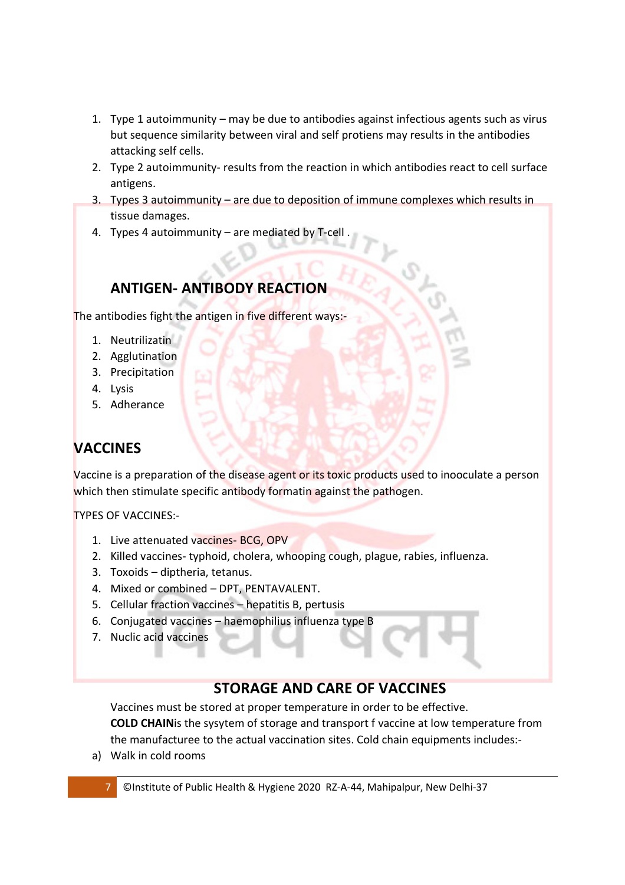1. Type 1 autoimmunity – may be due to antibodies against infectious agents such as virus but sequence similarity between viral and self protiens may results in the antibodies attacking self cells.
2. Type 2 autoimmunity- results from the reaction in which antibodies react to cell surface antigens.
3. Types 3 autoimmunity – are due to deposition of immune complexes which results in tissue damages.
4. Types 4 autoimmunity – are mediated by T-cell .

## ANTIGEN- ANTIBODY REACTION

The antibodies fight the antigen in five different ways:-

1. Neutrilizatin
2. Agglutination
3. Precipitation
4. Lysis
5. Adherance

## VACCINES

Vaccine is a preparation of the disease agent or its toxic products used to inooculate a person which then stimulate specific antibody formatin against the pathogen.

TYPES OF VACCINES:-

1. Live attenuated vaccines- BCG, OPV
2. Killed vaccines- typhoid, cholera, whooping cough, plague, rabies, influenza.
3. Toxoids – diptheria, tetanus.
4. Mixed or combined – DPT, PENTAVALENT.
5. Cellular fraction vaccines – hepatitis B, pertusis
6. Conjugated vaccines – haemophilius influenza type B
7. Nuclic acid vaccines

## STORAGE AND CARE OF VACCINES

Vaccines must be stored at proper temperature in order to be effective.

**COLD CHAIN**is the sysytem of storage and transport f vaccine at low temperature from the manufacturee to the actual vaccination sites. Cold chain equipments includes:-

a) Walk in cold rooms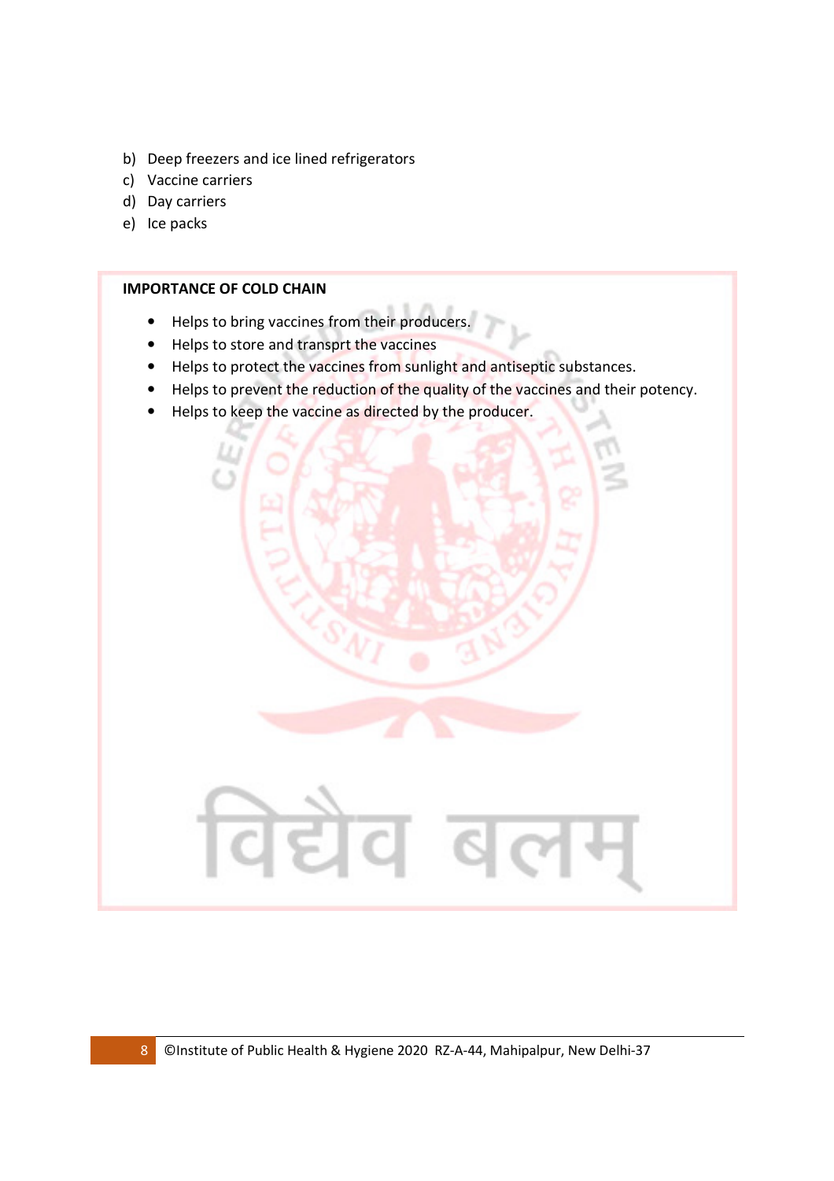b) Deep freezers and ice lined refrigerators
c) Vaccine carriers
d) Day carriers
e) Ice packs

**IMPORTANCE OF COLD CHAIN**

- Helps to bring vaccines from their producers.
- Helps to store and transprt the vaccines
- Helps to protect the vaccines from sunlight and antiseptic substances.
- Helps to prevent the reduction of the quality of the vaccines and their potency.
- Helps to keep the vaccine as directed by the producer.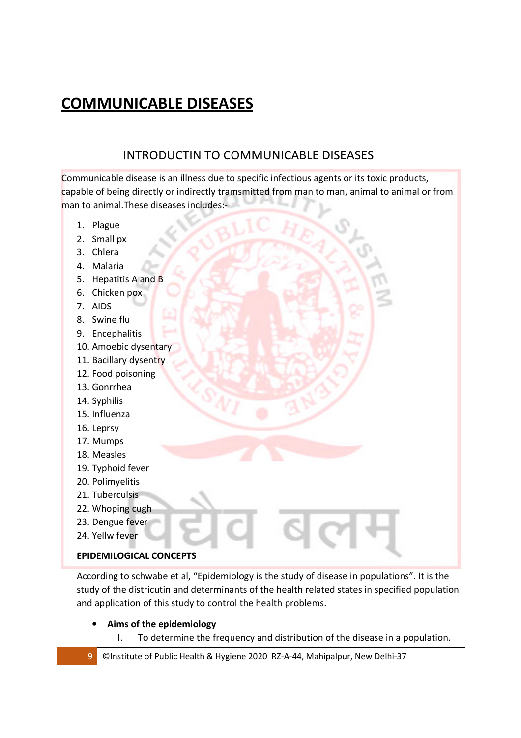# COMMUNICABLE DISEASES

## INTRODUCTIN TO COMMUNICABLE DISEASES

Communicable disease is an illness due to specific infectious agents or its toxic products, capable of being directly or indirectly tramsmitted from man to man, animal to animal or from man to animal.These diseases includes:-

1. Plague
2. Small px
3. Chlera
4. Malaria
5. Hepatitis A and B
6. Chicken pox
7. AIDS
8. Swine flu
9. Encephalitis
10. Amoebic dysentary
11. Bacillary dysentry
12. Food poisoning
13. Gonrrhea
14. Syphilis
15. Influenza
16. Leprsy
17. Mumps
18. Measles
19. Typhoid fever
20. Polimyelitis
21. Tuberculsis
22. Whoping cugh
23. Dengue fever
24. Yellw fever

**EPIDEMILOGICAL CONCEPTS**

According to schwabe et al, "Epidemiology is the study of disease in populations". It is the study of the districutin and determinants of the health related states in specified population and application of this study to control the health problems.

- **Aims of the epidemiology**
  I. To determine the frequency and distribution of the disease in a population.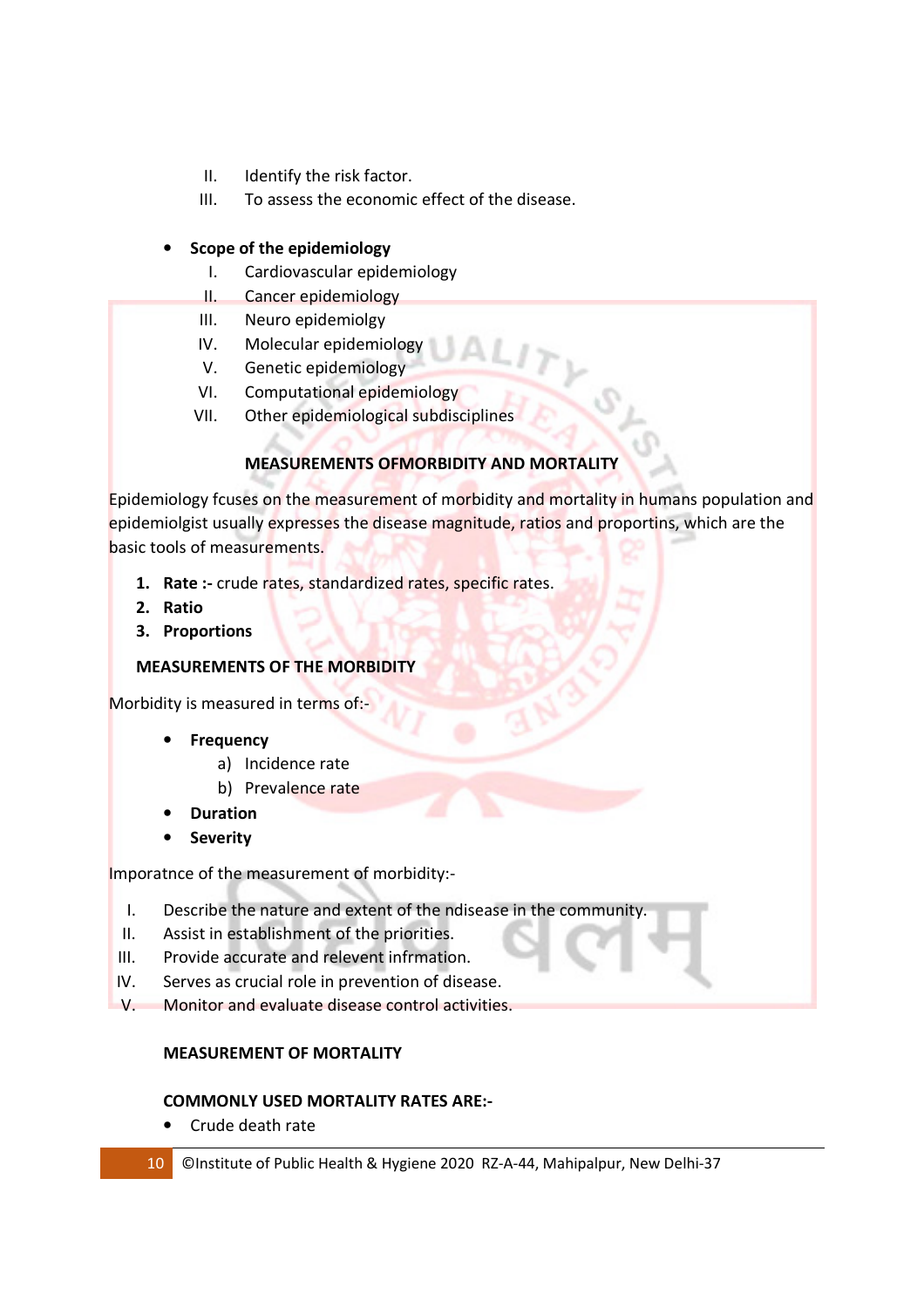II. Identify the risk factor.
III. To assess the economic effect of the disease.

- **Scope of the epidemiology**
  I. Cardiovascular epidemiology
  II. Cancer epidemiology
  III. Neuro epidemiolgy
  IV. Molecular epidemiology
  V. Genetic epidemiology
  VI. Computational epidemiology
  VII. Other epidemiological subdisciplines

**MEASUREMENTS OFMORBIDITY AND MORTALITY**

Epidemiology fcuses on the measurement of morbidity and mortality in humans population and epidemiolgist usually expresses the disease magnitude, ratios and proportins, which are the basic tools of measurements.

1. **Rate :-** crude rates, standardized rates, specific rates.
2. **Ratio**
3. **Proportions**

**MEASUREMENTS OF THE MORBIDITY**

Morbidity is measured in terms of:-

- **Frequency**
  a) Incidence rate
  b) Prevalence rate
- **Duration**
- **Severity**

Imporatnce of the measurement of morbidity:-

I. Describe the nature and extent of the ndisease in the community.
II. Assist in establishment of the priorities.
III. Provide accurate and relevent infrmation.
IV. Serves as crucial role in prevention of disease.
V. Monitor and evaluate disease control activities.

**MEASUREMENT OF MORTALITY**

**COMMONLY USED MORTALITY RATES ARE:-**

- Crude death rate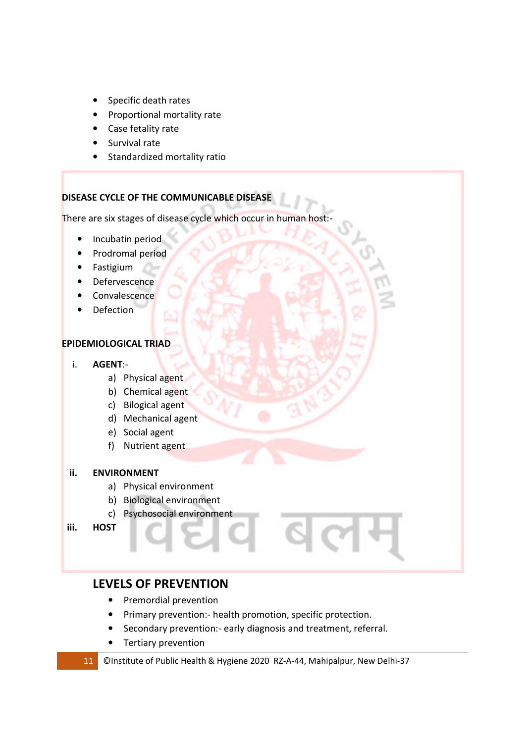- Specific death rates
- Proportional mortality rate
- Case fatality rate
- Survival rate
- Standardized mortality ratio

**DISEASE CYCLE OF THE COMMUNICABLE DISEASE**

There are six stages of disease cycle which occur in human host:-

- Incubatin period
- Prodromal period
- Fastigium
- Defervescence
- Convalescence
- Defection

**EPIDEMIOLOGICAL TRIAD**

i. **AGENT**:-
   a) Physical agent
   b) Chemical agent
   c) Bilogical agent
   d) Mechanical agent
   e) Social agent
   f) Nutrient agent

ii. **ENVIRONMENT**
   a) Physical environment
   b) Biological environment
   c) Psychosocial environment

iii. **HOST**

## LEVELS OF PREVENTION

- Premordial prevention
- Primary prevention:- health promotion, specific protection.
- Secondary prevention:- early diagnosis and treatment, referral.
- Tertiary prevention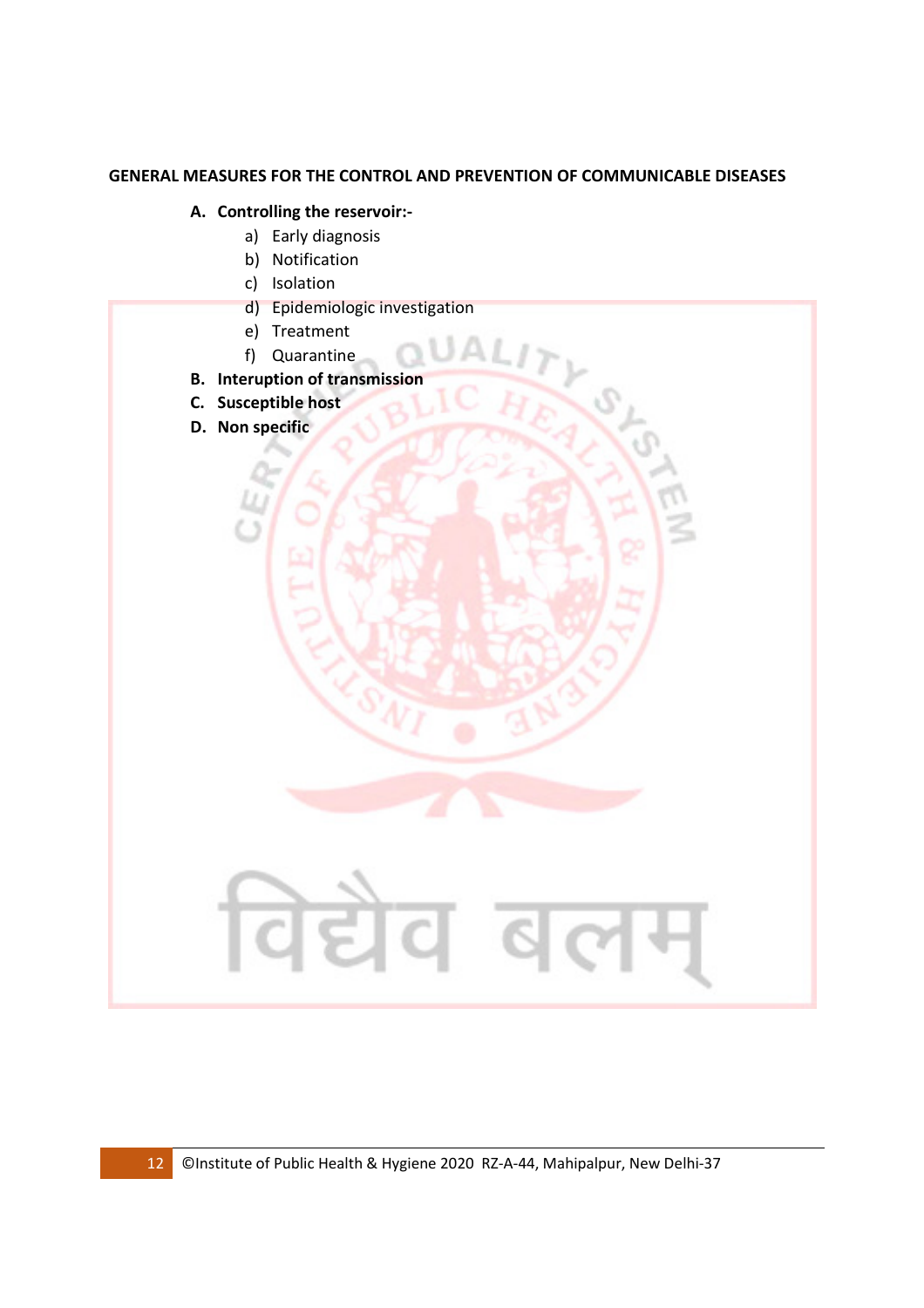**GENERAL MEASURES FOR THE CONTROL AND PREVENTION OF COMMUNICABLE DISEASES**

A. **Controlling the reservoir:-**
    a) Early diagnosis
    b) Notification
    c) Isolation
    d) Epidemiologic investigation
    e) Treatment
    f) Quarantine
B. **Interuption of transmission**
C. **Susceptible host**
D. **Non specific**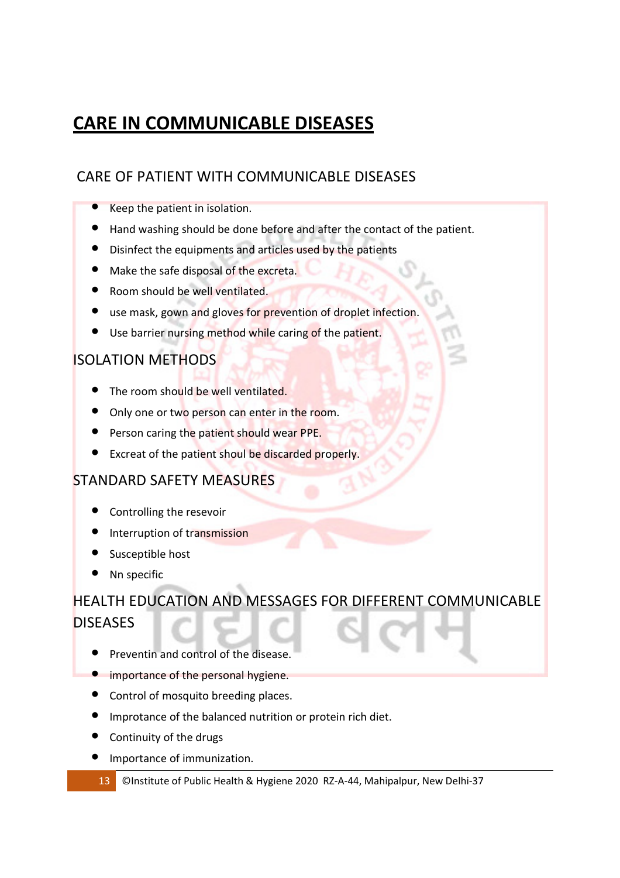# CARE IN COMMUNICABLE DISEASES

## CARE OF PATIENT WITH COMMUNICABLE DISEASES

- Keep the patient in isolation.
- Hand washing should be done before and after the contact of the patient.
- Disinfect the equipments and articles used by the patients
- Make the safe disposal of the excreta.
- Room should be well ventilated.
- use mask, gown and gloves for prevention of droplet infection.
- Use barrier nursing method while caring of the patient.

## ISOLATION METHODS

- The room should be well ventilated.
- Only one or two person can enter in the room.
- Person caring the patient should wear PPE.
- Excreat of the patient shoul be discarded properly.

## STANDARD SAFETY MEASURES

- Controlling the resevoir
- Interruption of transmission
- Susceptible host
- Nn specific

## HEALTH EDUCATION AND MESSAGES FOR DIFFERENT COMMUNICABLE DISEASES

- Preventin and control of the disease.
- importance of the personal hygiene.
- Control of mosquito breeding places.
- Improtance of the balanced nutrition or protein rich diet.
- Continuity of the drugs
- Importance of immunization.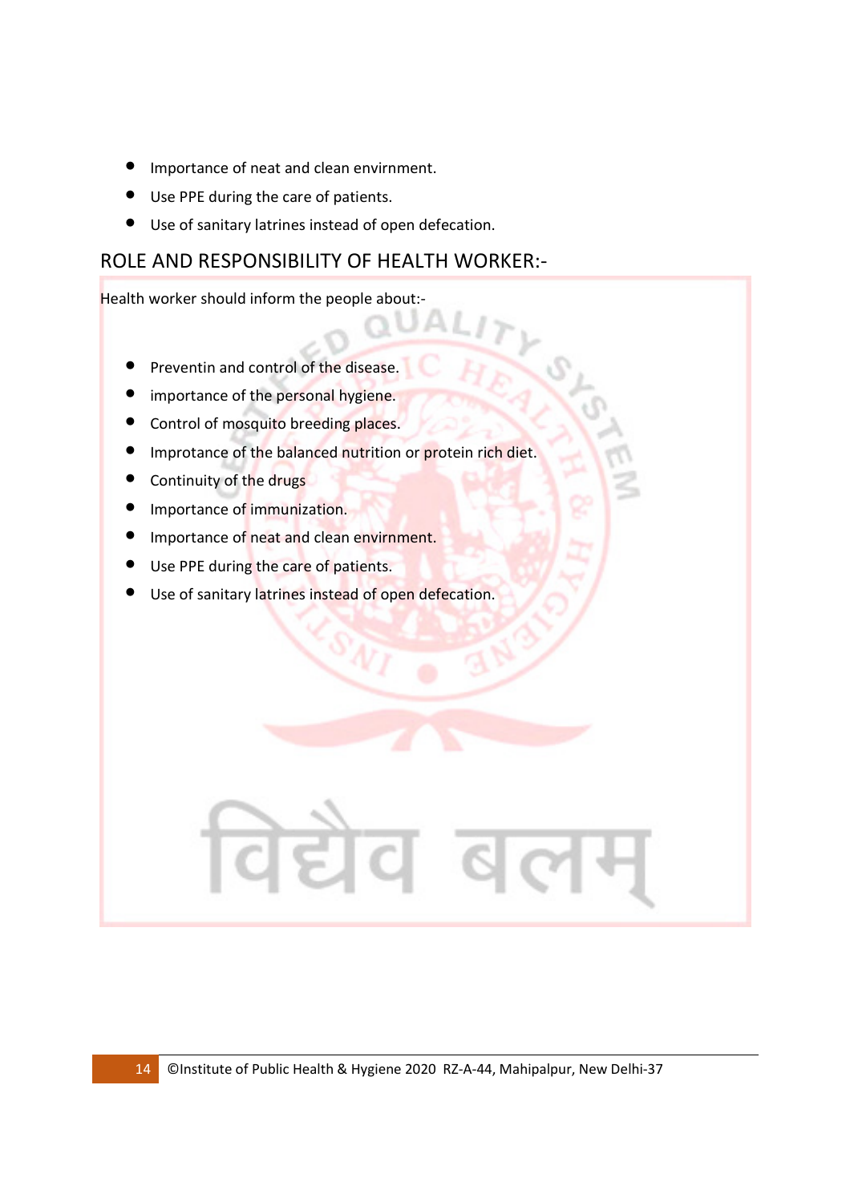- Importance of neat and clean envirnment.
- Use PPE during the care of patients.
- Use of sanitary latrines instead of open defecation.

## ROLE AND RESPONSIBILITY OF HEALTH WORKER:-

Health worker should inform the people about:-

- Preventin and control of the disease.
- importance of the personal hygiene.
- Control of mosquito breeding places.
- Improtance of the balanced nutrition or protein rich diet.
- Continuity of the drugs
- Importance of immunization.
- Importance of neat and clean envirnment.
- Use PPE during the care of patients.
- Use of sanitary latrines instead of open defecation.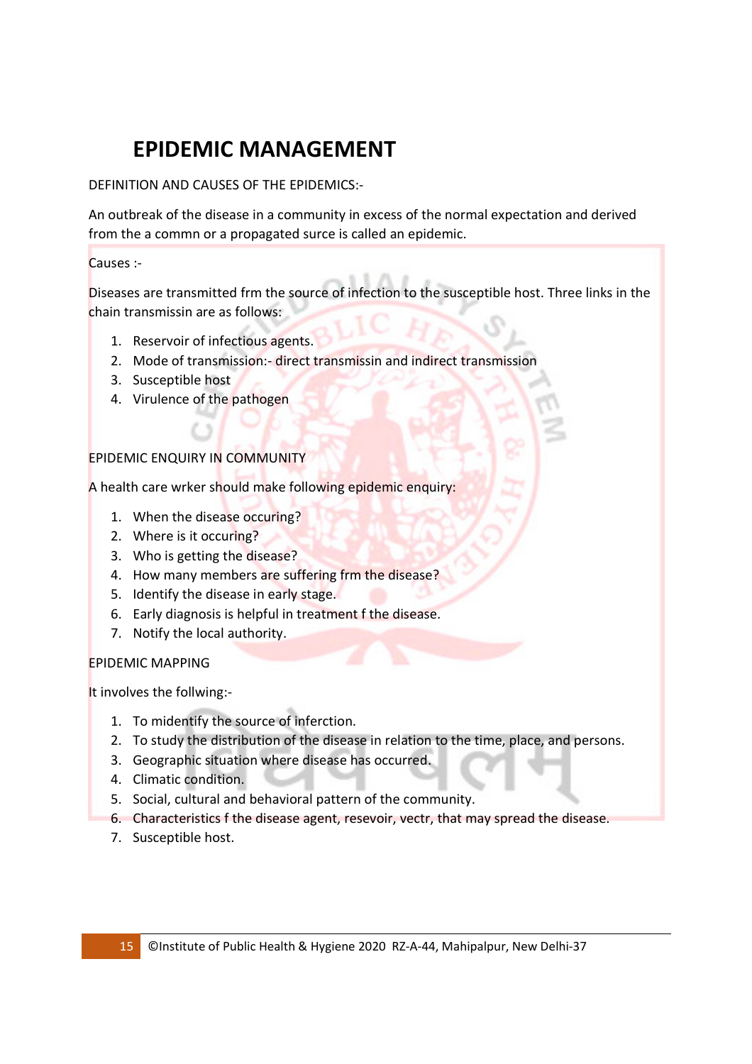# EPIDEMIC MANAGEMENT

DEFINITION AND CAUSES OF THE EPIDEMICS:-

An outbreak of the disease in a community in excess of the normal expectation and derived from the a commn or a propagated surce is called an epidemic.

Causes :-

Diseases are transmitted frm the source of infection to the susceptible host. Three links in the chain transmissin are as follows:

1. Reservoir of infectious agents.
2. Mode of transmission:- direct transmissin and indirect transmission
3. Susceptible host
4. Virulence of the pathogen

EPIDEMIC ENQUIRY IN COMMUNITY

A health care wrker should make following epidemic enquiry:

1. When the disease occuring?
2. Where is it occuring?
3. Who is getting the disease?
4. How many members are suffering frm the disease?
5. Identify the disease in early stage.
6. Early diagnosis is helpful in treatment f the disease.
7. Notify the local authority.

EPIDEMIC MAPPING

It involves the follwing:-

1. To midentify the source of inferction.
2. To study the distribution of the disease in relation to the time, place, and persons.
3. Geographic situation where disease has occurred.
4. Climatic condition.
5. Social, cultural and behavioral pattern of the community.
6. Characteristics f the disease agent, resevoir, vectr, that may spread the disease.
7. Susceptible host.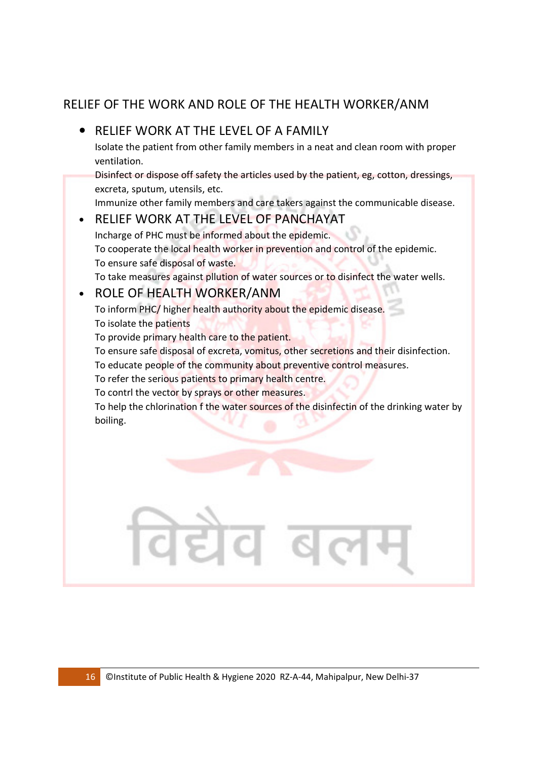## RELIEF OF THE WORK AND ROLE OF THE HEALTH WORKER/ANM

- ### RELIEF WORK AT THE LEVEL OF A FAMILY

  Isolate the patient from other family members in a neat and clean room with proper ventilation.
  Disinfect or dispose off safety the articles used by the patient, eg, cotton, dressings, excreta, sputum, utensils, etc.
  Immunize other family members and care takers against the communicable disease.

- ### RELIEF WORK AT THE LEVEL OF PANCHAYAT

  Incharge of PHC must be informed about the epidemic.
  To cooperate the local health worker in prevention and control of the epidemic.
  To ensure safe disposal of waste.
  To take measures against pllution of water sources or to disinfect the water wells.

- ### ROLE OF HEALTH WORKER/ANM

  To inform PHC/ higher health authority about the epidemic disease.
  To isolate the patients
  To provide primary health care to the patient.
  To ensure safe disposal of excreta, vomitus, other secretions and their disinfection.
  To educate people of the community about preventive control measures.
  To refer the serious patients to primary health centre.
  To contrl the vector by sprays or other measures.
  To help the chlorination f the water sources of the disinfectin of the drinking water by boiling.